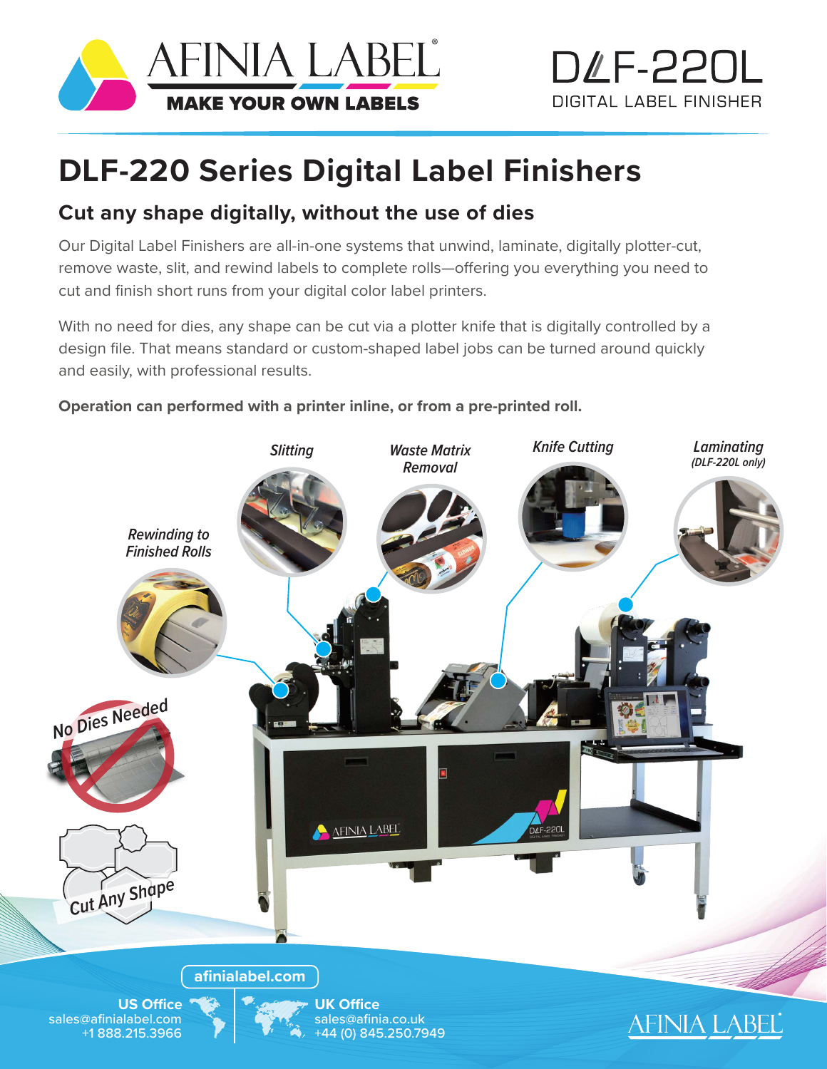AFINIA LABEL®

MAKE YOUR OWN LABELS

DLF-220L

DIGITAL LABEL FINISHER

# DLF-220 Series Digital Label Finishers

## Cut any shape digitally, without the use of dies

Our Digital Label Finishers are all-in-one systems that unwind, laminate, digitally plotter-cut, remove waste, slit, and rewind labels to complete rolls—offering you everything you need to cut and finish short runs from your digital color label printers.

With no need for dies, any shape can be cut via a plotter knife that is digitally controlled by a design file. That means standard or custom-shaped label jobs can be turned around quickly and easily, with professional results.

**Operation can performed with a printer inline, or from a pre-printed roll.**

*Slitting*

*Waste Matrix Removal*

*Knife Cutting*

*Laminating (DLF-220L only)*

*Rewinding to Finished Rolls*

No Dies Needed

Cut Any Shape

afinialabel.com

**US Office**
sales@afinialabel.com
+1 888.215.3966

**UK Office**
sales@afinia.co.uk
+44 (0) 845.250.7949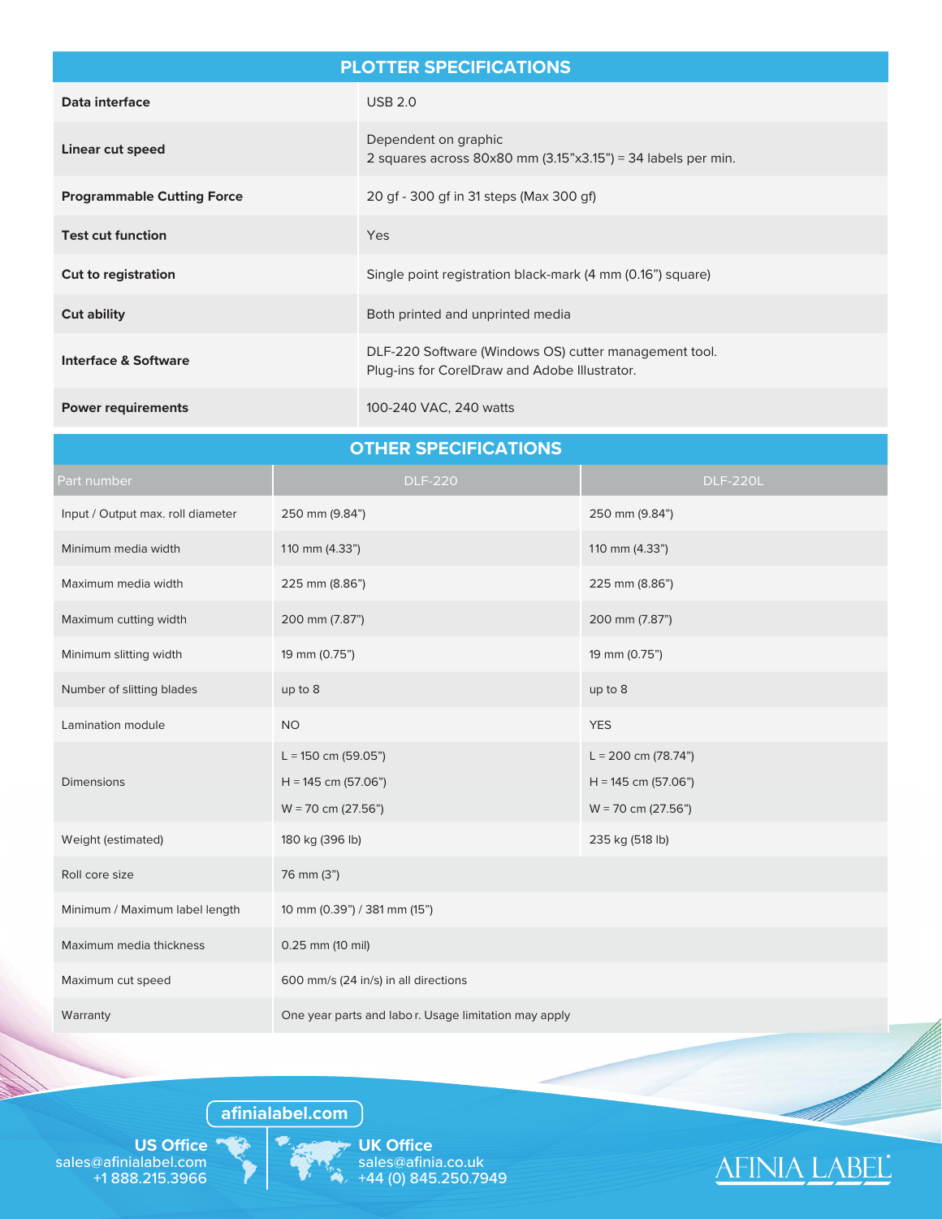## PLOTTER SPECIFICATIONS

| | |
|---|---|
| **Data interface** | USB 2.0 |
| **Linear cut speed** | Dependent on graphic<br>2 squares across 80x80 mm (3.15"x3.15") = 34 labels per min. |
| **Programmable Cutting Force** | 20 gf - 300 gf in 31 steps (Max 300 gf) |
| **Test cut function** | Yes |
| **Cut to registration** | Single point registration black-mark (4 mm (0.16") square) |
| **Cut ability** | Both printed and unprinted media |
| **Interface & Software** | DLF-220 Software (Windows OS) cutter management tool.<br>Plug-ins for CorelDraw and Adobe Illustrator. |
| **Power requirements** | 100-240 VAC, 240 watts |

## OTHER SPECIFICATIONS

| Part number | DLF-220 | DLF-220L |
|---|---|---|
| Input / Output max. roll diameter | 250 mm (9.84") | 250 mm (9.84") |
| Minimum media width | 110 mm (4.33") | 110 mm (4.33") |
| Maximum media width | 225 mm (8.86") | 225 mm (8.86") |
| Maximum cutting width | 200 mm (7.87") | 200 mm (7.87") |
| Minimum slitting width | 19 mm (0.75") | 19 mm (0.75") |
| Number of slitting blades | up to 8 | up to 8 |
| Lamination module | NO | YES |
| Dimensions | L = 150 cm (59.05")<br>H = 145 cm (57.06")<br>W = 70 cm (27.56") | L = 200 cm (78.74")<br>H = 145 cm (57.06")<br>W = 70 cm (27.56") |
| Weight (estimated) | 180 kg (396 lb) | 235 kg (518 lb) |
| Roll core size | 76 mm (3") | |
| Minimum / Maximum label length | 10 mm (0.39") / 381 mm (15") | |
| Maximum media thickness | 0.25 mm (10 mil) | |
| Maximum cut speed | 600 mm/s (24 in/s) in all directions | |
| Warranty | One year parts and labo r. Usage limitation may apply | |

afinialabel.com

**US Office**
sales@afinialabel.com
+1 888.215.3966

**UK Office**
sales@afinia.co.uk
+44 (0) 845.250.7949

AFINIA LABEL